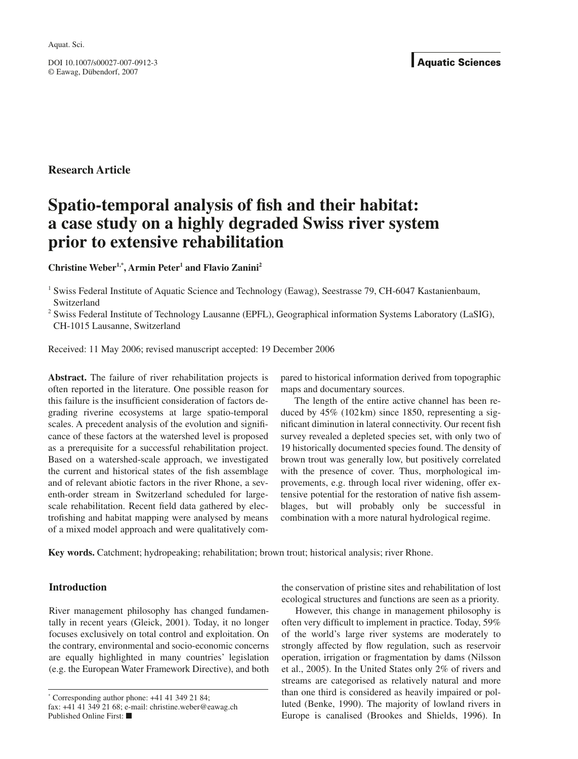Aquat. Sci.

DOI 10.1007/s00027-007-0912-3
© Eawag, Dübendorf, 2007

**Aquatic Sciences**

**Research Article**

# Spatio-temporal analysis of fish and their habitat: a case study on a highly degraded Swiss river system prior to extensive rehabilitation

**Christine Weber[1,*], Armin Peter[1] and Flavio Zanini[2]**

[1] Swiss Federal Institute of Aquatic Science and Technology (Eawag), Seestrasse 79, CH-6047 Kastanienbaum, Switzerland

[2] Swiss Federal Institute of Technology Lausanne (EPFL), Geographical information Systems Laboratory (LaSIG), CH-1015 Lausanne, Switzerland

Received: 11 May 2006; revised manuscript accepted: 19 December 2006

**Abstract.** The failure of river rehabilitation projects is often reported in the literature. One possible reason for this failure is the insufficient consideration of factors degrading riverine ecosystems at large spatio-temporal scales. A precedent analysis of the evolution and significance of these factors at the watershed level is proposed as a prerequisite for a successful rehabilitation project. Based on a watershed-scale approach, we investigated the current and historical states of the fish assemblage and of relevant abiotic factors in the river Rhone, a seventh-order stream in Switzerland scheduled for large-scale rehabilitation. Recent field data gathered by electrofishing and habitat mapping were analysed by means of a mixed model approach and were qualitatively compared to historical information derived from topographic maps and documentary sources.

The length of the entire active channel has been reduced by 45% (102 km) since 1850, representing a significant diminution in lateral connectivity. Our recent fish survey revealed a depleted species set, with only two of 19 historically documented species found. The density of brown trout was generally low, but positively correlated with the presence of cover. Thus, morphological improvements, e.g. through local river widening, offer extensive potential for the restoration of native fish assemblages, but will probably only be successful in combination with a more natural hydrological regime.

**Key words.** Catchment; hydropeaking; rehabilitation; brown trout; historical analysis; river Rhone.

## Introduction

River management philosophy has changed fundamentally in recent years (Gleick, 2001). Today, it no longer focuses exclusively on total control and exploitation. On the contrary, environmental and socio-economic concerns are equally highlighted in many countries' legislation (e.g. the European Water Framework Directive), and both the conservation of pristine sites and rehabilitation of lost ecological structures and functions are seen as a priority.

However, this change in management philosophy is often very difficult to implement in practice. Today, 59% of the world's large river systems are moderately to strongly affected by flow regulation, such as reservoir operation, irrigation or fragmentation by dams (Nilsson et al., 2005). In the United States only 2% of rivers and streams are categorised as relatively natural and more than one third is considered as heavily impaired or polluted (Benke, 1990). The majority of lowland rivers in Europe is canalised (Brookes and Shields, 1996). In

* Corresponding author phone: +41 41 349 21 84; fax: +41 41 349 21 68; e-mail: christine.weber@eawag.ch
Published Online First: ■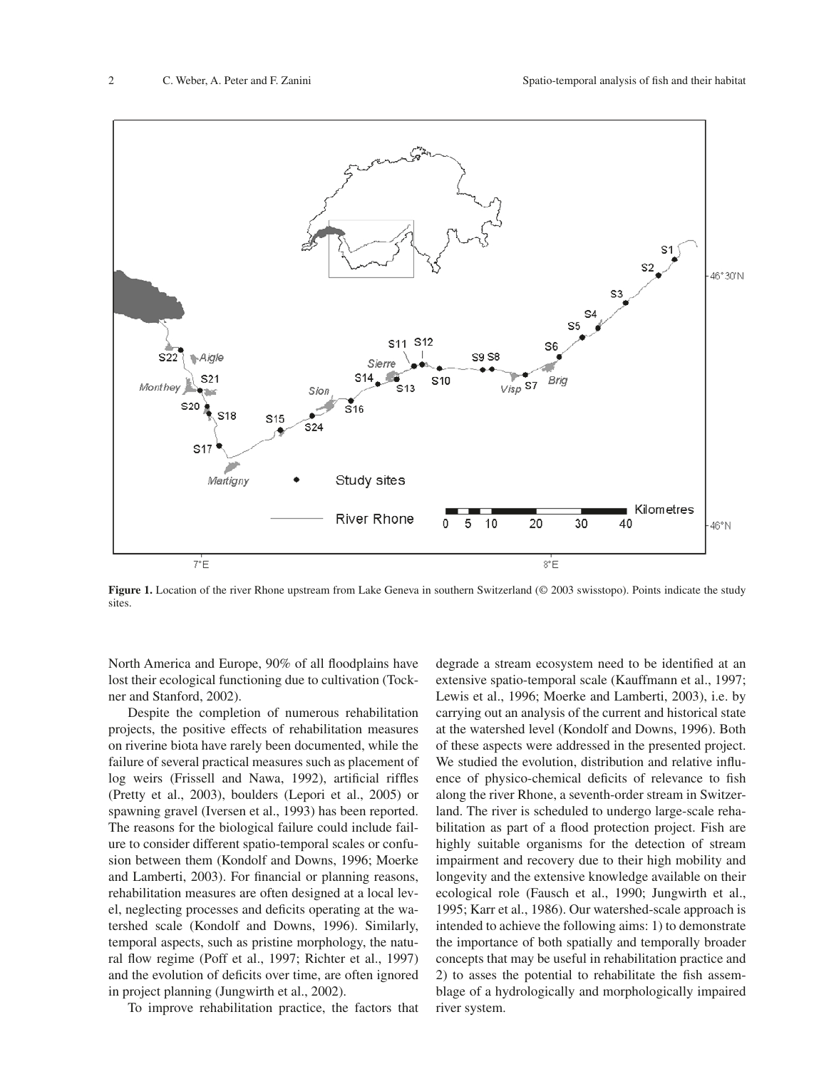**Figure 1.** Location of the river Rhone upstream from Lake Geneva in southern Switzerland (© 2003 swisstopo). Points indicate the study sites.

North America and Europe, 90% of all floodplains have lost their ecological functioning due to cultivation (Tockner and Stanford, 2002).

Despite the completion of numerous rehabilitation projects, the positive effects of rehabilitation measures on riverine biota have rarely been documented, while the failure of several practical measures such as placement of log weirs (Frissell and Nawa, 1992), artificial riffles (Pretty et al., 2003), boulders (Lepori et al., 2005) or spawning gravel (Iversen et al., 1993) has been reported. The reasons for the biological failure could include failure to consider different spatio-temporal scales or confusion between them (Kondolf and Downs, 1996; Moerke and Lamberti, 2003). For financial or planning reasons, rehabilitation measures are often designed at a local level, neglecting processes and deficits operating at the watershed scale (Kondolf and Downs, 1996). Similarly, temporal aspects, such as pristine morphology, the natural flow regime (Poff et al., 1997; Richter et al., 1997) and the evolution of deficits over time, are often ignored in project planning (Jungwirth et al., 2002).

To improve rehabilitation practice, the factors that degrade a stream ecosystem need to be identified at an extensive spatio-temporal scale (Kauffmann et al., 1997; Lewis et al., 1996; Moerke and Lamberti, 2003), i.e. by carrying out an analysis of the current and historical state at the watershed level (Kondolf and Downs, 1996). Both of these aspects were addressed in the presented project. We studied the evolution, distribution and relative influence of physico-chemical deficits of relevance to fish along the river Rhone, a seventh-order stream in Switzerland. The river is scheduled to undergo large-scale rehabilitation as part of a flood protection project. Fish are highly suitable organisms for the detection of stream impairment and recovery due to their high mobility and longevity and the extensive knowledge available on their ecological role (Fausch et al., 1990; Jungwirth et al., 1995; Karr et al., 1986). Our watershed-scale approach is intended to achieve the following aims: 1) to demonstrate the importance of both spatially and temporally broader concepts that may be useful in rehabilitation practice and 2) to asses the potential to rehabilitate the fish assemblage of a hydrologically and morphologically impaired river system.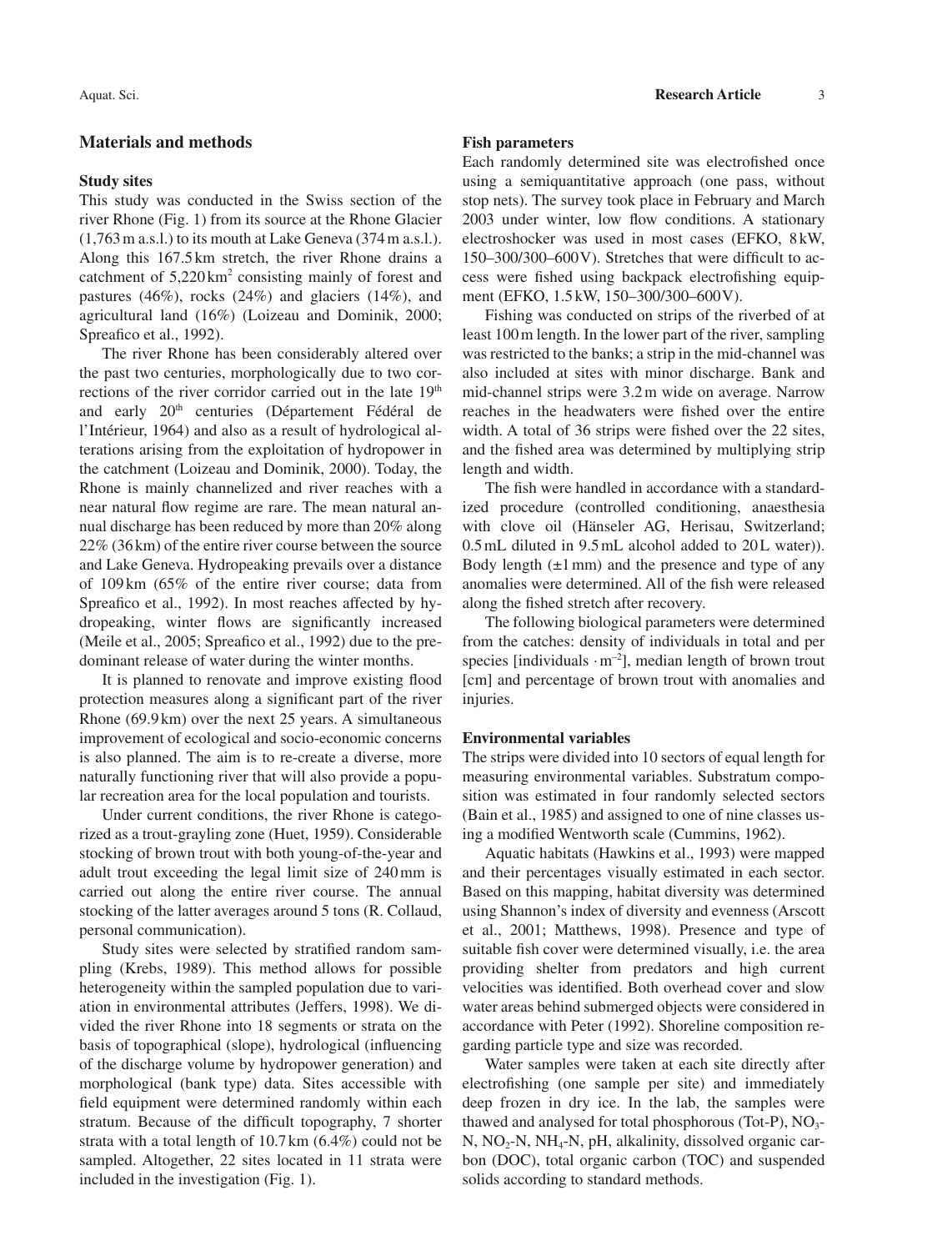## Materials and methods

### Study sites

This study was conducted in the Swiss section of the river Rhone (Fig. 1) from its source at the Rhone Glacier (1,763 m a.s.l.) to its mouth at Lake Geneva (374 m a.s.l.). Along this 167.5 km stretch, the river Rhone drains a catchment of 5,220 $km^2$ consisting mainly of forest and pastures (46%), rocks (24%) and glaciers (14%), and agricultural land (16%) (Loizeau and Dominik, 2000; Spreafico et al., 1992).

The river Rhone has been considerably altered over the past two centuries, morphologically due to two corrections of the river corridor carried out in the late 19th and early 20th centuries (Département Fédéral de l'Intérieur, 1964) and also as a result of hydrological alterations arising from the exploitation of hydropower in the catchment (Loizeau and Dominik, 2000). Today, the Rhone is mainly channelized and river reaches with a near natural flow regime are rare. The mean natural annual discharge has been reduced by more than 20% along 22% (36 km) of the entire river course between the source and Lake Geneva. Hydropeaking prevails over a distance of 109 km (65% of the entire river course; data from Spreafico et al., 1992). In most reaches affected by hydropeaking, winter flows are significantly increased (Meile et al., 2005; Spreafico et al., 1992) due to the predominant release of water during the winter months.

It is planned to renovate and improve existing flood protection measures along a significant part of the river Rhone (69.9 km) over the next 25 years. A simultaneous improvement of ecological and socio-economic concerns is also planned. The aim is to re-create a diverse, more naturally functioning river that will also provide a popular recreation area for the local population and tourists.

Under current conditions, the river Rhone is categorized as a trout-grayling zone (Huet, 1959). Considerable stocking of brown trout with both young-of-the-year and adult trout exceeding the legal limit size of 240 mm is carried out along the entire river course. The annual stocking of the latter averages around 5 tons (R. Collaud, personal communication).

Study sites were selected by stratified random sampling (Krebs, 1989). This method allows for possible heterogeneity within the sampled population due to variation in environmental attributes (Jeffers, 1998). We divided the river Rhone into 18 segments or strata on the basis of topographical (slope), hydrological (influencing of the discharge volume by hydropower generation) and morphological (bank type) data. Sites accessible with field equipment were determined randomly within each stratum. Because of the difficult topography, 7 shorter strata with a total length of 10.7 km (6.4%) could not be sampled. Altogether, 22 sites located in 11 strata were included in the investigation (Fig. 1).

### Fish parameters

Each randomly determined site was electrofished once using a semiquantitative approach (one pass, without stop nets). The survey took place in February and March 2003 under winter, low flow conditions. A stationary electroshocker was used in most cases (EFKO, 8 kW, 150–300/300–600 V). Stretches that were difficult to access were fished using backpack electrofishing equipment (EFKO, 1.5 kW, 150–300/300–600 V).

Fishing was conducted on strips of the riverbed of at least 100 m length. In the lower part of the river, sampling was restricted to the banks; a strip in the mid-channel was also included at sites with minor discharge. Bank and mid-channel strips were 3.2 m wide on average. Narrow reaches in the headwaters were fished over the entire width. A total of 36 strips were fished over the 22 sites, and the fished area was determined by multiplying strip length and width.

The fish were handled in accordance with a standardized procedure (controlled conditioning, anaesthesia with clove oil (Hänseler AG, Herisau, Switzerland; 0.5 mL diluted in 9.5 mL alcohol added to 20 L water)). Body length (±1 mm) and the presence and type of any anomalies were determined. All of the fish were released along the fished stretch after recovery.

The following biological parameters were determined from the catches: density of individuals in total and per species [individuals $\cdot m^{-2}$], median length of brown trout [cm] and percentage of brown trout with anomalies and injuries.

### Environmental variables

The strips were divided into 10 sectors of equal length for measuring environmental variables. Substratum composition was estimated in four randomly selected sectors (Bain et al., 1985) and assigned to one of nine classes using a modified Wentworth scale (Cummins, 1962).

Aquatic habitats (Hawkins et al., 1993) were mapped and their percentages visually estimated in each sector. Based on this mapping, habitat diversity was determined using Shannon's index of diversity and evenness (Arscott et al., 2001; Matthews, 1998). Presence and type of suitable fish cover were determined visually, i.e. the area providing shelter from predators and high current velocities was identified. Both overhead cover and slow water areas behind submerged objects were considered in accordance with Peter (1992). Shoreline composition regarding particle type and size was recorded.

Water samples were taken at each site directly after electrofishing (one sample per site) and immediately deep frozen in dry ice. In the lab, the samples were thawed and analysed for total phosphorous (Tot-P), $NO_3$-N, $NO_2$-N, $NH_4$-N, pH, alkalinity, dissolved organic carbon (DOC), total organic carbon (TOC) and suspended solids according to standard methods.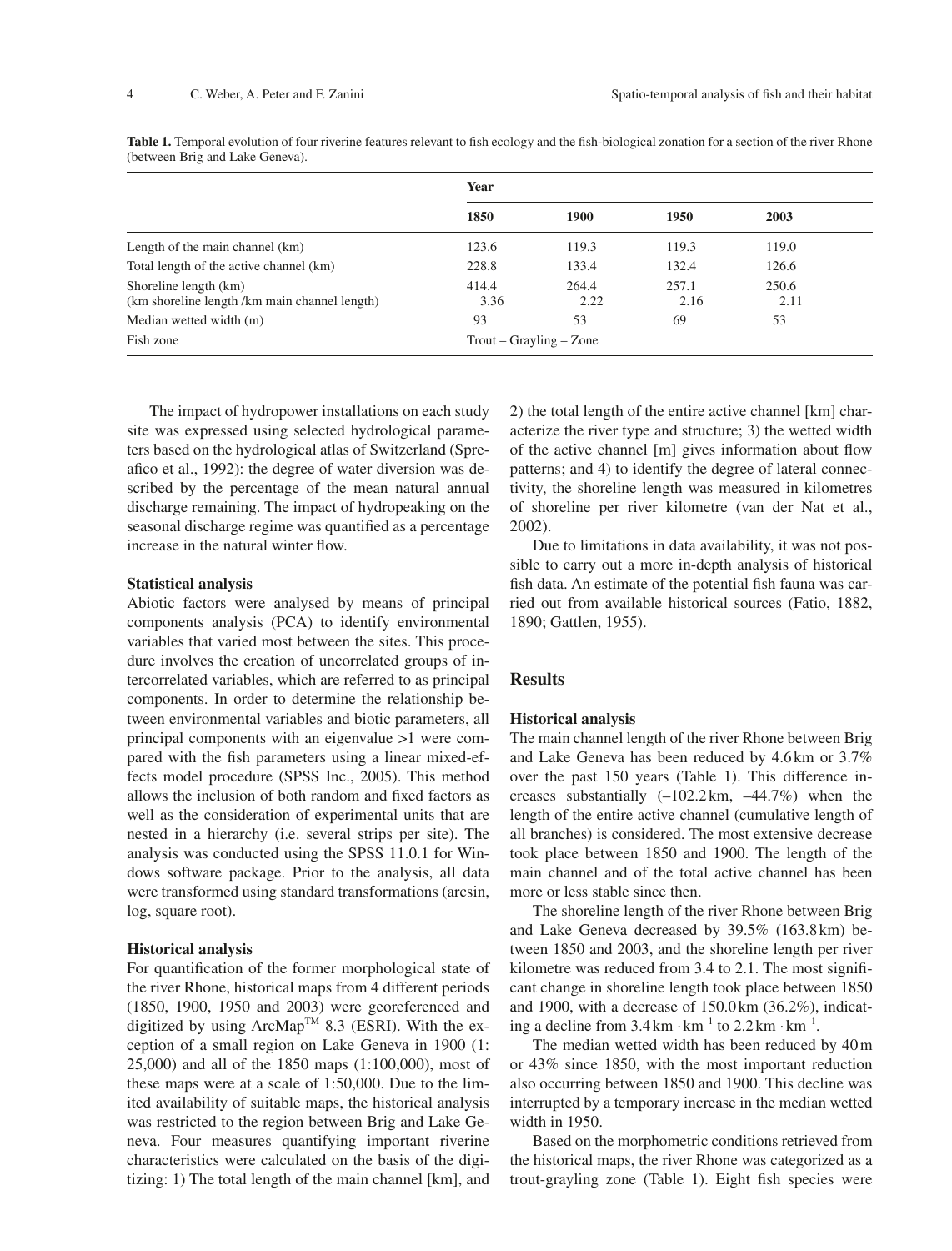**Table 1.** Temporal evolution of four riverine features relevant to fish ecology and the fish-biological zonation for a section of the river Rhone (between Brig and Lake Geneva).

| | Year | | | |
|---|---|---|---|---|
| | 1850 | 1900 | 1950 | 2003 |
| Length of the main channel (km) | 123.6 | 119.3 | 119.3 | 119.0 |
| Total length of the active channel (km) | 228.8 | 133.4 | 132.4 | 126.6 |
| Shoreline length (km) | 414.4 | 264.4 | 257.1 | 250.6 |
| (km shoreline length /km main channel length) | 3.36 | 2.22 | 2.16 | 2.11 |
| Median wetted width (m) | 93 | 53 | 69 | 53 |
| Fish zone | Trout – Grayling – Zone | | | |

The impact of hydropower installations on each study site was expressed using selected hydrological parameters based on the hydrological atlas of Switzerland (Spreafico et al., 1992): the degree of water diversion was described by the percentage of the mean natural annual discharge remaining. The impact of hydropeaking on the seasonal discharge regime was quantified as a percentage increase in the natural winter flow.

### Statistical analysis

Abiotic factors were analysed by means of principal components analysis (PCA) to identify environmental variables that varied most between the sites. This procedure involves the creation of uncorrelated groups of intercorrelated variables, which are referred to as principal components. In order to determine the relationship between environmental variables and biotic parameters, all principal components with an eigenvalue >1 were compared with the fish parameters using a linear mixed-effects model procedure (SPSS Inc., 2005). This method allows the inclusion of both random and fixed factors as well as the consideration of experimental units that are nested in a hierarchy (i.e. several strips per site). The analysis was conducted using the SPSS 11.0.1 for Windows software package. Prior to the analysis, all data were transformed using standard transformations (arcsin, log, square root).

### Historical analysis

For quantification of the former morphological state of the river Rhone, historical maps from 4 different periods (1850, 1900, 1950 and 2003) were georeferenced and digitized by using ArcMap™ 8.3 (ESRI). With the exception of a small region on Lake Geneva in 1900 (1: 25,000) and all of the 1850 maps (1:100,000), most of these maps were at a scale of 1:50,000. Due to the limited availability of suitable maps, the historical analysis was restricted to the region between Brig and Lake Geneva. Four measures quantifying important riverine characteristics were calculated on the basis of the digitizing: 1) The total length of the main channel [km], and 2) the total length of the entire active channel [km] characterize the river type and structure; 3) the wetted width of the active channel [m] gives information about flow patterns; and 4) to identify the degree of lateral connectivity, the shoreline length was measured in kilometres of shoreline per river kilometre (van der Nat et al., 2002).

Due to limitations in data availability, it was not possible to carry out a more in-depth analysis of historical fish data. An estimate of the potential fish fauna was carried out from available historical sources (Fatio, 1882, 1890; Gattlen, 1955).

## Results

### Historical analysis

The main channel length of the river Rhone between Brig and Lake Geneva has been reduced by 4.6 km or 3.7% over the past 150 years (Table 1). This difference increases substantially (–102.2 km, –44.7%) when the length of the entire active channel (cumulative length of all branches) is considered. The most extensive decrease took place between 1850 and 1900. The length of the main channel and of the total active channel has been more or less stable since then.

The shoreline length of the river Rhone between Brig and Lake Geneva decreased by 39.5% (163.8 km) between 1850 and 2003, and the shoreline length per river kilometre was reduced from 3.4 to 2.1. The most significant change in shoreline length took place between 1850 and 1900, with a decrease of 150.0 km (36.2%), indicating a decline from $3.4\,\mathrm{km} \cdot \mathrm{km}^{-1}$ to $2.2\,\mathrm{km} \cdot \mathrm{km}^{-1}$.

The median wetted width has been reduced by 40 m or 43% since 1850, with the most important reduction also occurring between 1850 and 1900. This decline was interrupted by a temporary increase in the median wetted width in 1950.

Based on the morphometric conditions retrieved from the historical maps, the river Rhone was categorized as a trout-grayling zone (Table 1). Eight fish species were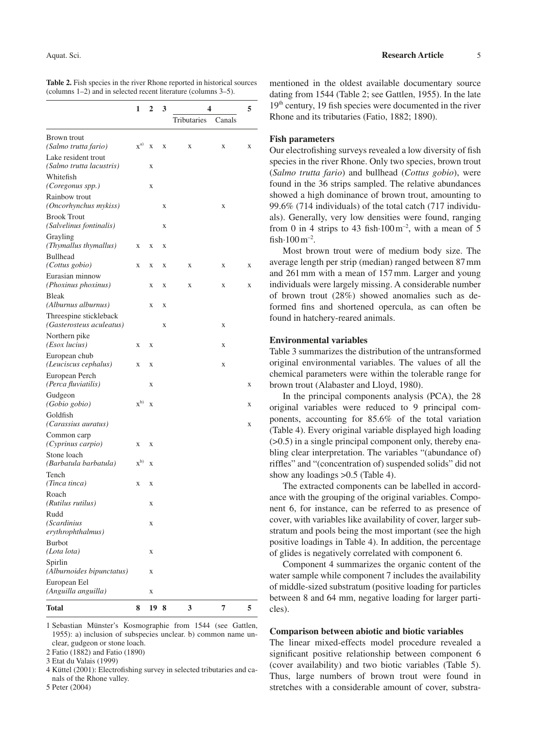**Table 2.** Fish species in the river Rhone reported in historical sources (columns 1–2) and in selected recent literature (columns 3–5).

| | 1 | 2 | 3 | 4 | | 5 |
|---|---|---|---|---|---|---|
| | | | | Tributaries | Canals | |
| Brown trout *(Salmo trutta fario)* | x[a)] | x | x | x | x | x |
| Lake resident trout *(Salmo trutta lacustris)* | | x | | | | |
| Whitefish *(Coregonus spp.)* | | x | | | | |
| Rainbow trout *(Oncorhynchus mykiss)* | | | x | | x | |
| Brook Trout *(Salvelinus fontinalis)* | | | x | | | |
| Grayling *(Thymallus thymallus)* | x | x | x | | | |
| Bullhead *(Cottus gobio)* | x | x | x | x | x | x |
| Eurasian minnow *(Phoxinus phoxinus)* | | x | x | x | x | x |
| Bleak *(Alburnus alburnus)* | | x | x | | | |
| Threespine stickleback *(Gasterosteus aculeatus)* | | | x | | x | |
| Northern pike *(Esox lucius)* | x | x | | | x | |
| European chub *(Leuciscus cephalus)* | x | x | | | x | |
| European Perch *(Perca fluviatilis)* | | x | | | | x |
| Gudgeon *(Gobio gobio)* | x[b)] | x | | | | x |
| Goldfish *(Carassius auratus)* | | | | | | x |
| Common carp *(Cyprinus carpio)* | x | x | | | | |
| Stone loach *(Barbatula barbatula)* | x[b)] | x | | | | |
| Tench *(Tinca tinca)* | x | x | | | | |
| Roach *(Rutilus rutilus)* | | x | | | | |
| Rudd *(Scardinius erythrophthalmus)* | | x | | | | |
| Burbot *(Lota lota)* | | x | | | | |
| Spirlin *(Alburnoides bipunctatus)* | | x | | | | |
| European Eel *(Anguilla anguilla)* | | x | | | | |
| **Total** | **8** | **19** | **8** | **3** | **7** | **5** |

1 Sebastian Münster's Kosmographie from 1544 (see Gattlen, 1955): a) inclusion of subspecies unclear. b) common name unclear, gudgeon or stone loach.
2 Fatio (1882) and Fatio (1890)
3 Etat du Valais (1999)
4 Küttel (2001): Electrofishing survey in selected tributaries and canals of the Rhone valley.
5 Peter (2004)

mentioned in the oldest available documentary source dating from 1544 (Table 2; see Gattlen, 1955). In the late 19th century, 19 fish species were documented in the river Rhone and its tributaries (Fatio, 1882; 1890).

### Fish parameters

Our electrofishing surveys revealed a low diversity of fish species in the river Rhone. Only two species, brown trout (*Salmo trutta fario*) and bullhead (*Cottus gobio*), were found in the 36 strips sampled. The relative abundances showed a high dominance of brown trout, amounting to 99.6% (714 individuals) of the total catch (717 individuals). Generally, very low densities were found, ranging from 0 in 4 strips to 43 fish$\cdot$100 m$^{-2}$, with a mean of 5 fish$\cdot$100 m$^{-2}$.

Most brown trout were of medium body size. The average length per strip (median) ranged between 87 mm and 261 mm with a mean of 157 mm. Larger and young individuals were largely missing. A considerable number of brown trout (28%) showed anomalies such as deformed fins and shortened opercula, as can often be found in hatchery-reared animals.

### Environmental variables

Table 3 summarizes the distribution of the untransformed original environmental variables. The values of all the chemical parameters were within the tolerable range for brown trout (Alabaster and Lloyd, 1980).

In the principal components analysis (PCA), the 28 original variables were reduced to 9 principal components, accounting for 85.6% of the total variation (Table 4). Every original variable displayed high loading (>0.5) in a single principal component only, thereby enabling clear interpretation. The variables "(abundance of) riffles" and "(concentration of) suspended solids" did not show any loadings >0.5 (Table 4).

The extracted components can be labelled in accordance with the grouping of the original variables. Component 6, for instance, can be referred to as presence of cover, with variables like availability of cover, larger substratum and pools being the most important (see the high positive loadings in Table 4). In addition, the percentage of glides is negatively correlated with component 6.

Component 4 summarizes the organic content of the water sample while component 7 includes the availability of middle-sized substratum (positive loading for particles between 8 and 64 mm, negative loading for larger particles).

### Comparison between abiotic and biotic variables

The linear mixed-effects model procedure revealed a significant positive relationship between component 6 (cover availability) and two biotic variables (Table 5). Thus, large numbers of brown trout were found in stretches with a considerable amount of cover, substra-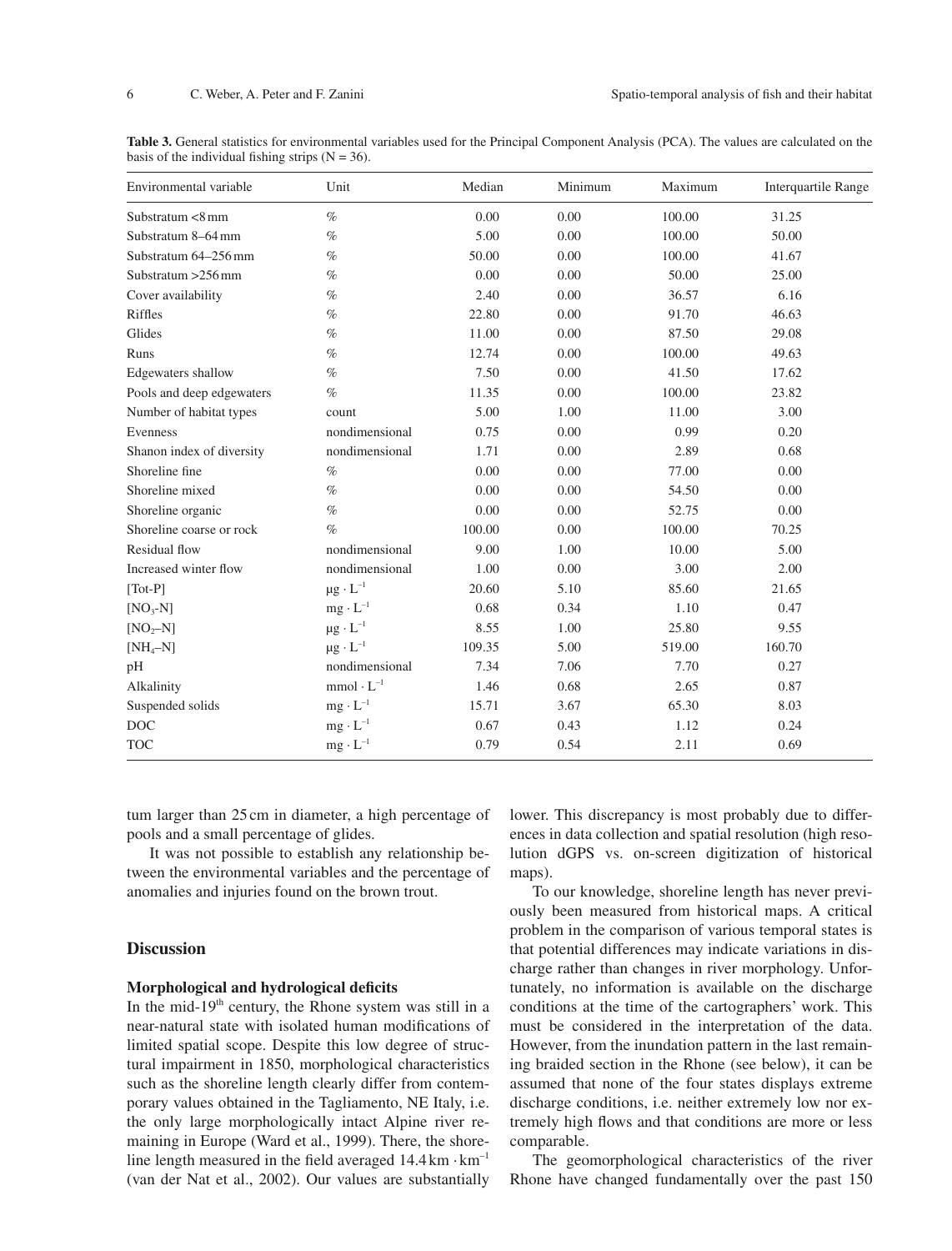**Table 3.** General statistics for environmental variables used for the Principal Component Analysis (PCA). The values are calculated on the basis of the individual fishing strips (N = 36).

| Environmental variable | Unit | Median | Minimum | Maximum | Interquartile Range |
|---|---|---|---|---|---|
| Substratum <8 mm | % | 0.00 | 0.00 | 100.00 | 31.25 |
| Substratum 8–64 mm | % | 5.00 | 0.00 | 100.00 | 50.00 |
| Substratum 64–256 mm | % | 50.00 | 0.00 | 100.00 | 41.67 |
| Substratum >256 mm | % | 0.00 | 0.00 | 50.00 | 25.00 |
| Cover availability | % | 2.40 | 0.00 | 36.57 | 6.16 |
| Riffles | % | 22.80 | 0.00 | 91.70 | 46.63 |
| Glides | % | 11.00 | 0.00 | 87.50 | 29.08 |
| Runs | % | 12.74 | 0.00 | 100.00 | 49.63 |
| Edgewaters shallow | % | 7.50 | 0.00 | 41.50 | 17.62 |
| Pools and deep edgewaters | % | 11.35 | 0.00 | 100.00 | 23.82 |
| Number of habitat types | count | 5.00 | 1.00 | 11.00 | 3.00 |
| Evenness | nondimensional | 0.75 | 0.00 | 0.99 | 0.20 |
| Shanon index of diversity | nondimensional | 1.71 | 0.00 | 2.89 | 0.68 |
| Shoreline fine | % | 0.00 | 0.00 | 77.00 | 0.00 |
| Shoreline mixed | % | 0.00 | 0.00 | 54.50 | 0.00 |
| Shoreline organic | % | 0.00 | 0.00 | 52.75 | 0.00 |
| Shoreline coarse or rock | % | 100.00 | 0.00 | 100.00 | 70.25 |
| Residual flow | nondimensional | 9.00 | 1.00 | 10.00 | 5.00 |
| Increased winter flow | nondimensional | 1.00 | 0.00 | 3.00 | 2.00 |
| [Tot-P] | $\mu g \cdot L^{-1}$ | 20.60 | 5.10 | 85.60 | 21.65 |
| [$NO_3$-N] | $mg \cdot L^{-1}$ | 0.68 | 0.34 | 1.10 | 0.47 |
| [$NO_2$–N] | $\mu g \cdot L^{-1}$ | 8.55 | 1.00 | 25.80 | 9.55 |
| [$NH_4$–N] | $\mu g \cdot L^{-1}$ | 109.35 | 5.00 | 519.00 | 160.70 |
| pH | nondimensional | 7.34 | 7.06 | 7.70 | 0.27 |
| Alkalinity | $mmol \cdot L^{-1}$ | 1.46 | 0.68 | 2.65 | 0.87 |
| Suspended solids | $mg \cdot L^{-1}$ | 15.71 | 3.67 | 65.30 | 8.03 |
| DOC | $mg \cdot L^{-1}$ | 0.67 | 0.43 | 1.12 | 0.24 |
| TOC | $mg \cdot L^{-1}$ | 0.79 | 0.54 | 2.11 | 0.69 |

tum larger than 25 cm in diameter, a high percentage of pools and a small percentage of glides.

It was not possible to establish any relationship between the environmental variables and the percentage of anomalies and injuries found on the brown trout.

## Discussion

### Morphological and hydrological deficits

In the mid-19th century, the Rhone system was still in a near-natural state with isolated human modifications of limited spatial scope. Despite this low degree of structural impairment in 1850, morphological characteristics such as the shoreline length clearly differ from contemporary values obtained in the Tagliamento, NE Italy, i.e. the only large morphologically intact Alpine river remaining in Europe (Ward et al., 1999). There, the shoreline length measured in the field averaged 14.4 km $\cdot$ km$^{-1}$ (van der Nat et al., 2002). Our values are substantially lower. This discrepancy is most probably due to differences in data collection and spatial resolution (high resolution dGPS vs. on-screen digitization of historical maps).

To our knowledge, shoreline length has never previously been measured from historical maps. A critical problem in the comparison of various temporal states is that potential differences may indicate variations in discharge rather than changes in river morphology. Unfortunately, no information is available on the discharge conditions at the time of the cartographers' work. This must be considered in the interpretation of the data. However, from the inundation pattern in the last remaining braided section in the Rhone (see below), it can be assumed that none of the four states displays extreme discharge conditions, i.e. neither extremely low nor extremely high flows and that conditions are more or less comparable.

The geomorphological characteristics of the river Rhone have changed fundamentally over the past 150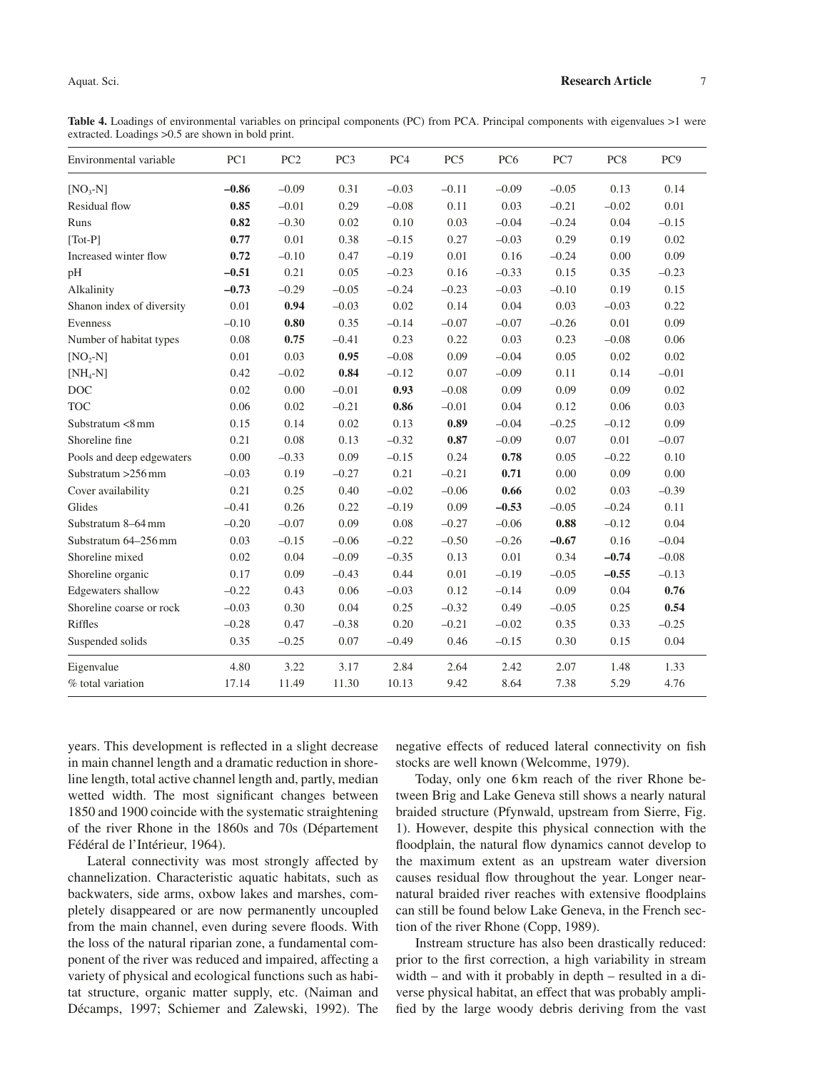**Table 4.** Loadings of environmental variables on principal components (PC) from PCA. Principal components with eigenvalues >1 were extracted. Loadings >0.5 are shown in bold print.

| Environmental variable | PC1 | PC2 | PC3 | PC4 | PC5 | PC6 | PC7 | PC8 | PC9 |
|---|---|---|---|---|---|---|---|---|---|
| $[NO_3\text{-}N]$ | **–0.86** | –0.09 | 0.31 | –0.03 | –0.11 | –0.09 | –0.05 | 0.13 | 0.14 |
| Residual flow | **0.85** | –0.01 | 0.29 | –0.08 | 0.11 | 0.03 | –0.21 | –0.02 | 0.01 |
| Runs | **0.82** | –0.30 | 0.02 | 0.10 | 0.03 | –0.04 | –0.24 | 0.04 | –0.15 |
| [Tot-P] | **0.77** | 0.01 | 0.38 | –0.15 | 0.27 | –0.03 | 0.29 | 0.19 | 0.02 |
| Increased winter flow | **0.72** | –0.10 | 0.47 | –0.19 | 0.01 | 0.16 | –0.24 | 0.00 | 0.09 |
| pH | **–0.51** | 0.21 | 0.05 | –0.23 | 0.16 | –0.33 | 0.15 | 0.35 | –0.23 |
| Alkalinity | **–0.73** | –0.29 | –0.05 | –0.24 | –0.23 | –0.03 | –0.10 | 0.19 | 0.15 |
| Shanon index of diversity | 0.01 | **0.94** | –0.03 | 0.02 | 0.14 | 0.04 | 0.03 | –0.03 | 0.22 |
| Evenness | –0.10 | **0.80** | 0.35 | –0.14 | –0.07 | –0.07 | –0.26 | 0.01 | 0.09 |
| Number of habitat types | 0.08 | **0.75** | –0.41 | 0.23 | 0.22 | 0.03 | 0.23 | –0.08 | 0.06 |
| $[NO_2\text{-}N]$ | 0.01 | 0.03 | **0.95** | –0.08 | 0.09 | –0.04 | 0.05 | 0.02 | 0.02 |
| $[NH_4\text{-}N]$ | 0.42 | –0.02 | **0.84** | –0.12 | 0.07 | –0.09 | 0.11 | 0.14 | –0.01 |
| DOC | 0.02 | 0.00 | –0.01 | **0.93** | –0.08 | 0.09 | 0.09 | 0.09 | 0.02 |
| TOC | 0.06 | 0.02 | –0.21 | **0.86** | –0.01 | 0.04 | 0.12 | 0.06 | 0.03 |
| Substratum <8 mm | 0.15 | 0.14 | 0.02 | 0.13 | **0.89** | –0.04 | –0.25 | –0.12 | 0.09 |
| Shoreline fine | 0.21 | 0.08 | 0.13 | –0.32 | **0.87** | –0.09 | 0.07 | 0.01 | –0.07 |
| Pools and deep edgewaters | 0.00 | –0.33 | 0.09 | –0.15 | 0.24 | **0.78** | 0.05 | –0.22 | 0.10 |
| Substratum >256 mm | –0.03 | 0.19 | –0.27 | 0.21 | –0.21 | **0.71** | 0.00 | 0.09 | 0.00 |
| Cover availability | 0.21 | 0.25 | 0.40 | –0.02 | –0.06 | **0.66** | 0.02 | 0.03 | –0.39 |
| Glides | –0.41 | 0.26 | 0.22 | –0.19 | 0.09 | **–0.53** | –0.05 | –0.24 | 0.11 |
| Substratum 8–64 mm | –0.20 | –0.07 | 0.09 | 0.08 | –0.27 | –0.06 | **0.88** | –0.12 | 0.04 |
| Substratum 64–256 mm | 0.03 | –0.15 | –0.06 | –0.22 | –0.50 | –0.26 | **–0.67** | 0.16 | –0.04 |
| Shoreline mixed | 0.02 | 0.04 | –0.09 | –0.35 | 0.13 | 0.01 | 0.34 | **–0.74** | –0.08 |
| Shoreline organic | 0.17 | 0.09 | –0.43 | 0.44 | 0.01 | –0.19 | –0.05 | **–0.55** | –0.13 |
| Edgewaters shallow | –0.22 | 0.43 | 0.06 | –0.03 | 0.12 | –0.14 | 0.09 | 0.04 | **0.76** |
| Shoreline coarse or rock | –0.03 | 0.30 | 0.04 | 0.25 | –0.32 | 0.49 | –0.05 | 0.25 | **0.54** |
| Riffles | –0.28 | 0.47 | –0.38 | 0.20 | –0.21 | –0.02 | 0.35 | 0.33 | –0.25 |
| Suspended solids | 0.35 | –0.25 | 0.07 | –0.49 | 0.46 | –0.15 | 0.30 | 0.15 | 0.04 |
| Eigenvalue | 4.80 | 3.22 | 3.17 | 2.84 | 2.64 | 2.42 | 2.07 | 1.48 | 1.33 |
| % total variation | 17.14 | 11.49 | 11.30 | 10.13 | 9.42 | 8.64 | 7.38 | 5.29 | 4.76 |

years. This development is reflected in a slight decrease in main channel length and a dramatic reduction in shoreline length, total active channel length and, partly, median wetted width. The most significant changes between 1850 and 1900 coincide with the systematic straightening of the river Rhone in the 1860s and 70s (Département Fédéral de l'Intérieur, 1964).

Lateral connectivity was most strongly affected by channelization. Characteristic aquatic habitats, such as backwaters, side arms, oxbow lakes and marshes, completely disappeared or are now permanently uncoupled from the main channel, even during severe floods. With the loss of the natural riparian zone, a fundamental component of the river was reduced and impaired, affecting a variety of physical and ecological functions such as habitat structure, organic matter supply, etc. (Naiman and Décamps, 1997; Schiemer and Zalewski, 1992). The negative effects of reduced lateral connectivity on fish stocks are well known (Welcomme, 1979).

Today, only one 6 km reach of the river Rhone between Brig and Lake Geneva still shows a nearly natural braided structure (Pfynwald, upstream from Sierre, Fig. 1). However, despite this physical connection with the floodplain, the natural flow dynamics cannot develop to the maximum extent as an upstream water diversion causes residual flow throughout the year. Longer near-natural braided river reaches with extensive floodplains can still be found below Lake Geneva, in the French section of the river Rhone (Copp, 1989).

Instream structure has also been drastically reduced: prior to the first correction, a high variability in stream width – and with it probably in depth – resulted in a diverse physical habitat, an effect that was probably amplified by the large woody debris deriving from the vast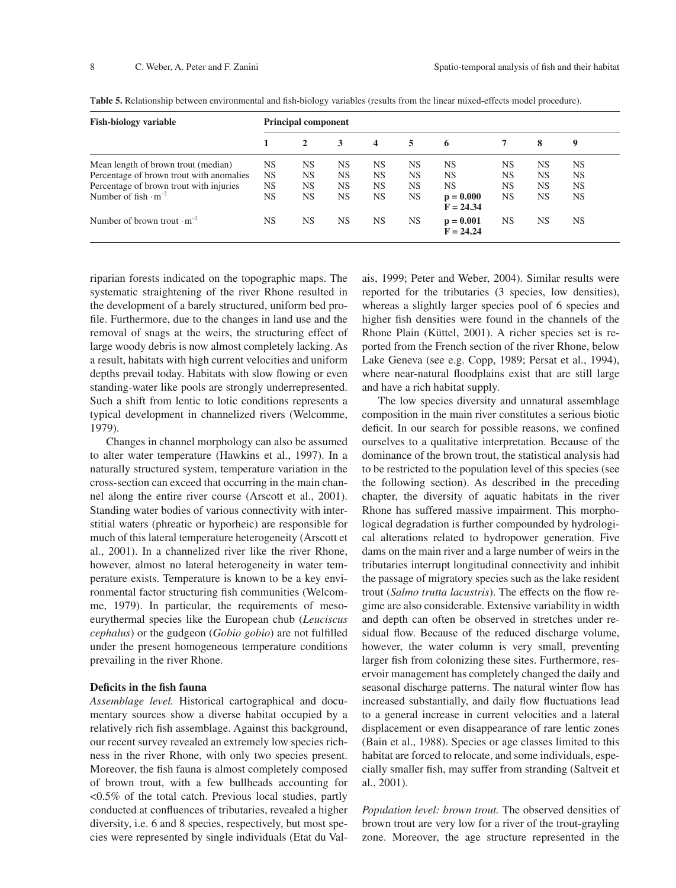**Table 5.** Relationship between environmental and fish-biology variables (results from the linear mixed-effects model procedure).

| Fish-biology variable | Principal component | | | | | | | | |
|---|---|---|---|---|---|---|---|---|---|
| | 1 | 2 | 3 | 4 | 5 | 6 | 7 | 8 | 9 |
| Mean length of brown trout (median) | NS | NS | NS | NS | NS | NS | NS | NS | NS |
| Percentage of brown trout with anomalies | NS | NS | NS | NS | NS | NS | NS | NS | NS |
| Percentage of brown trout with injuries | NS | NS | NS | NS | NS | NS | NS | NS | NS |
| Number of fish $\cdot$ m$^{-2}$ | NS | NS | NS | NS | NS | **p = 0.000 F = 24.34** | NS | NS | NS |
| Number of brown trout $\cdot$ m$^{-2}$ | NS | NS | NS | NS | NS | **p = 0.001 F = 24.24** | NS | NS | NS |

riparian forests indicated on the topographic maps. The systematic straightening of the river Rhone resulted in the development of a barely structured, uniform bed profile. Furthermore, due to the changes in land use and the removal of snags at the weirs, the structuring effect of large woody debris is now almost completely lacking. As a result, habitats with high current velocities and uniform depths prevail today. Habitats with slow flowing or even standing-water like pools are strongly underrepresented. Such a shift from lentic to lotic conditions represents a typical development in channelized rivers (Welcomme, 1979).

Changes in channel morphology can also be assumed to alter water temperature (Hawkins et al., 1997). In a naturally structured system, temperature variation in the cross-section can exceed that occurring in the main channel along the entire river course (Arscott et al., 2001). Standing water bodies of various connectivity with interstitial waters (phreatic or hyporheic) are responsible for much of this lateral temperature heterogeneity (Arscott et al., 2001). In a channelized river like the river Rhone, however, almost no lateral heterogeneity in water temperature exists. Temperature is known to be a key environmental factor structuring fish communities (Welcomme, 1979). In particular, the requirements of meso-eurythermal species like the European chub (*Leuciscus cephalus*) or the gudgeon (*Gobio gobio*) are not fulfilled under the present homogeneous temperature conditions prevailing in the river Rhone.

### Deficits in the fish fauna

*Assemblage level.* Historical cartographical and documentary sources show a diverse habitat occupied by a relatively rich fish assemblage. Against this background, our recent survey revealed an extremely low species richness in the river Rhone, with only two species present. Moreover, the fish fauna is almost completely composed of brown trout, with a few bullheads accounting for <0.5% of the total catch. Previous local studies, partly conducted at confluences of tributaries, revealed a higher diversity, i.e. 6 and 8 species, respectively, but most species were represented by single individuals (Etat du Valais, 1999; Peter and Weber, 2004). Similar results were reported for the tributaries (3 species, low densities), whereas a slightly larger species pool of 6 species and higher fish densities were found in the channels of the Rhone Plain (Küttel, 2001). A richer species set is reported from the French section of the river Rhone, below Lake Geneva (see e.g. Copp, 1989; Persat et al., 1994), where near-natural floodplains exist that are still large and have a rich habitat supply.

The low species diversity and unnatural assemblage composition in the main river constitutes a serious biotic deficit. In our search for possible reasons, we confined ourselves to a qualitative interpretation. Because of the dominance of the brown trout, the statistical analysis had to be restricted to the population level of this species (see the following section). As described in the preceding chapter, the diversity of aquatic habitats in the river Rhone has suffered massive impairment. This morphological degradation is further compounded by hydrological alterations related to hydropower generation. Five dams on the main river and a large number of weirs in the tributaries interrupt longitudinal connectivity and inhibit the passage of migratory species such as the lake resident trout (*Salmo trutta lacustris*). The effects on the flow regime are also considerable. Extensive variability in width and depth can often be observed in stretches under residual flow. Because of the reduced discharge volume, however, the water column is very small, preventing larger fish from colonizing these sites. Furthermore, reservoir management has completely changed the daily and seasonal discharge patterns. The natural winter flow has increased substantially, and daily flow fluctuations lead to a general increase in current velocities and a lateral displacement or even disappearance of rare lentic zones (Bain et al., 1988). Species or age classes limited to this habitat are forced to relocate, and some individuals, especially smaller fish, may suffer from stranding (Saltveit et al., 2001).

*Population level: brown trout.* The observed densities of brown trout are very low for a river of the trout-grayling zone. Moreover, the age structure represented in the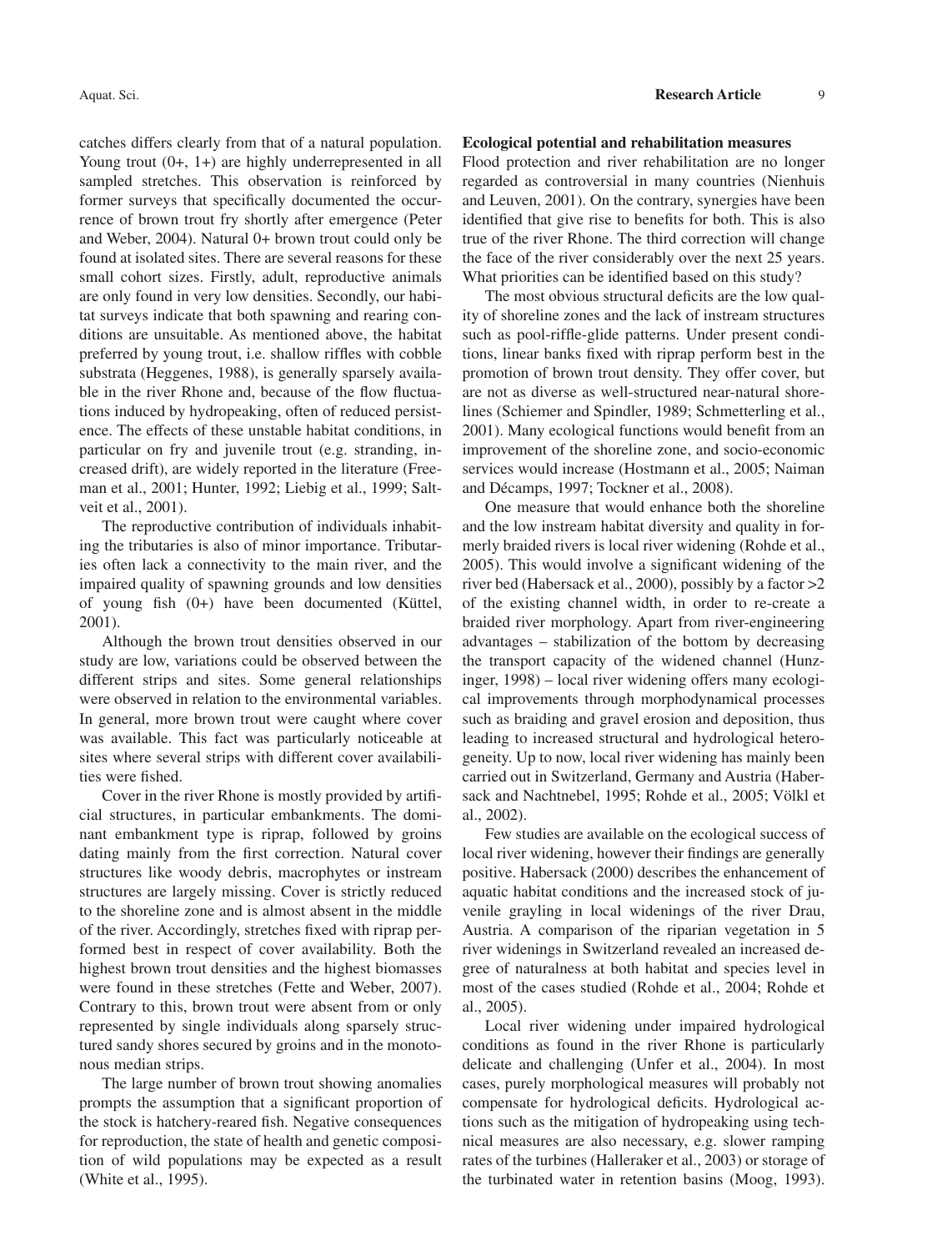catches differs clearly from that of a natural population. Young trout (0+, 1+) are highly underrepresented in all sampled stretches. This observation is reinforced by former surveys that specifically documented the occurrence of brown trout fry shortly after emergence (Peter and Weber, 2004). Natural 0+ brown trout could only be found at isolated sites. There are several reasons for these small cohort sizes. Firstly, adult, reproductive animals are only found in very low densities. Secondly, our habitat surveys indicate that both spawning and rearing conditions are unsuitable. As mentioned above, the habitat preferred by young trout, i.e. shallow riffles with cobble substrata (Heggenes, 1988), is generally sparsely available in the river Rhone and, because of the flow fluctuations induced by hydropeaking, often of reduced persistence. The effects of these unstable habitat conditions, in particular on fry and juvenile trout (e.g. stranding, increased drift), are widely reported in the literature (Freeman et al., 2001; Hunter, 1992; Liebig et al., 1999; Saltveit et al., 2001).

The reproductive contribution of individuals inhabiting the tributaries is also of minor importance. Tributaries often lack a connectivity to the main river, and the impaired quality of spawning grounds and low densities of young fish (0+) have been documented (Küttel, 2001).

Although the brown trout densities observed in our study are low, variations could be observed between the different strips and sites. Some general relationships were observed in relation to the environmental variables. In general, more brown trout were caught where cover was available. This fact was particularly noticeable at sites where several strips with different cover availabilities were fished.

Cover in the river Rhone is mostly provided by artificial structures, in particular embankments. The dominant embankment type is riprap, followed by groins dating mainly from the first correction. Natural cover structures like woody debris, macrophytes or instream structures are largely missing. Cover is strictly reduced to the shoreline zone and is almost absent in the middle of the river. Accordingly, stretches fixed with riprap performed best in respect of cover availability. Both the highest brown trout densities and the highest biomasses were found in these stretches (Fette and Weber, 2007). Contrary to this, brown trout were absent from or only represented by single individuals along sparsely structured sandy shores secured by groins and in the monotonous median strips.

The large number of brown trout showing anomalies prompts the assumption that a significant proportion of the stock is hatchery-reared fish. Negative consequences for reproduction, the state of health and genetic composition of wild populations may be expected as a result (White et al., 1995).

**Ecological potential and rehabilitation measures**

Flood protection and river rehabilitation are no longer regarded as controversial in many countries (Nienhuis and Leuven, 2001). On the contrary, synergies have been identified that give rise to benefits for both. This is also true of the river Rhone. The third correction will change the face of the river considerably over the next 25 years. What priorities can be identified based on this study?

The most obvious structural deficits are the low quality of shoreline zones and the lack of instream structures such as pool-riffle-glide patterns. Under present conditions, linear banks fixed with riprap perform best in the promotion of brown trout density. They offer cover, but are not as diverse as well-structured near-natural shorelines (Schiemer and Spindler, 1989; Schmetterling et al., 2001). Many ecological functions would benefit from an improvement of the shoreline zone, and socio-economic services would increase (Hostmann et al., 2005; Naiman and Décamps, 1997; Tockner et al., 2008).

One measure that would enhance both the shoreline and the low instream habitat diversity and quality in formerly braided rivers is local river widening (Rohde et al., 2005). This would involve a significant widening of the river bed (Habersack et al., 2000), possibly by a factor >2 of the existing channel width, in order to re-create a braided river morphology. Apart from river-engineering advantages – stabilization of the bottom by decreasing the transport capacity of the widened channel (Hunzinger, 1998) – local river widening offers many ecological improvements through morphodynamical processes such as braiding and gravel erosion and deposition, thus leading to increased structural and hydrological heterogeneity. Up to now, local river widening has mainly been carried out in Switzerland, Germany and Austria (Habersack and Nachtnebel, 1995; Rohde et al., 2005; Völkl et al., 2002).

Few studies are available on the ecological success of local river widening, however their findings are generally positive. Habersack (2000) describes the enhancement of aquatic habitat conditions and the increased stock of juvenile grayling in local widenings of the river Drau, Austria. A comparison of the riparian vegetation in 5 river widenings in Switzerland revealed an increased degree of naturalness at both habitat and species level in most of the cases studied (Rohde et al., 2004; Rohde et al., 2005).

Local river widening under impaired hydrological conditions as found in the river Rhone is particularly delicate and challenging (Unfer et al., 2004). In most cases, purely morphological measures will probably not compensate for hydrological deficits. Hydrological actions such as the mitigation of hydropeaking using technical measures are also necessary, e.g. slower ramping rates of the turbines (Halleraker et al., 2003) or storage of the turbinated water in retention basins (Moog, 1993).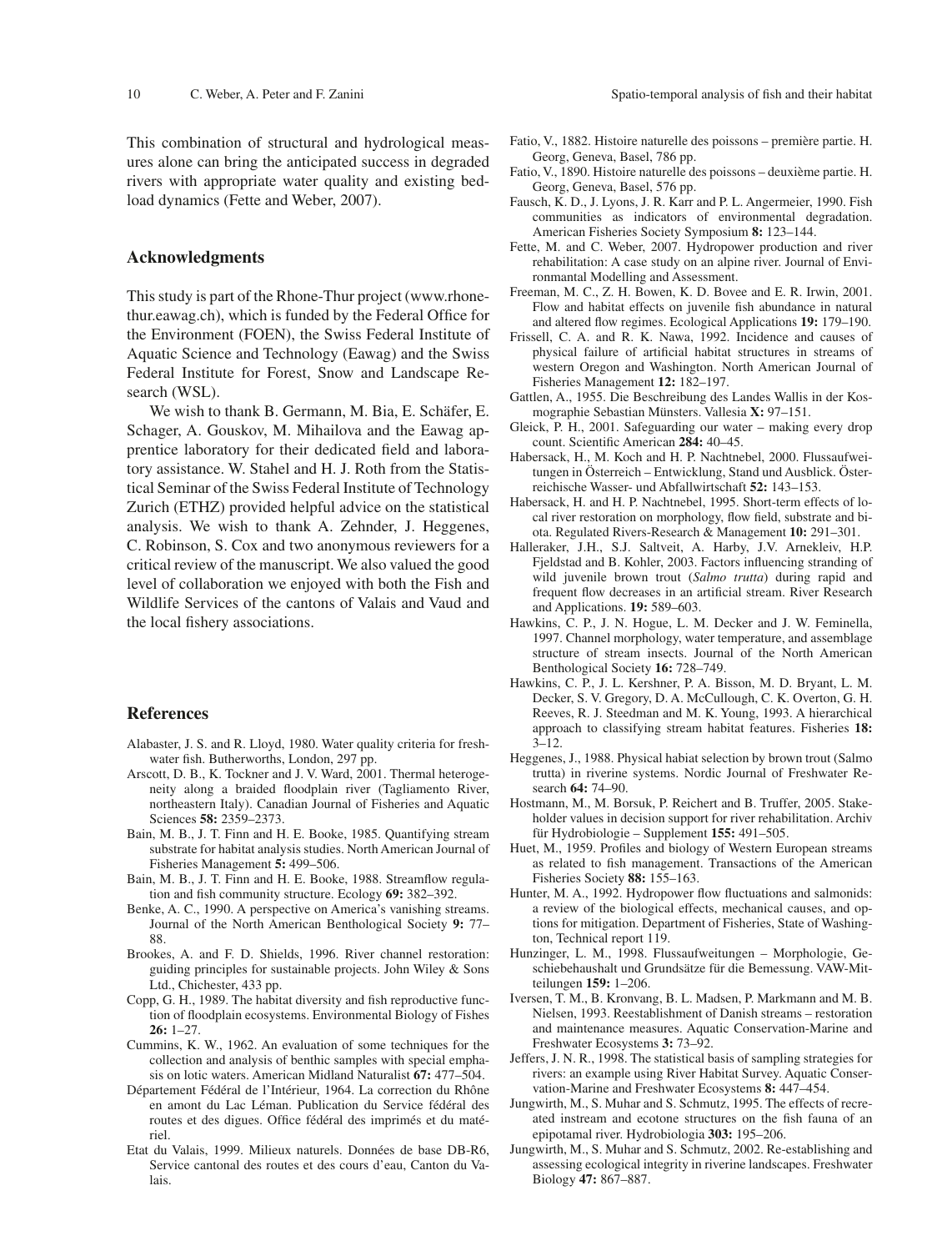This combination of structural and hydrological measures alone can bring the anticipated success in degraded rivers with appropriate water quality and existing bedload dynamics (Fette and Weber, 2007).

## Acknowledgments

This study is part of the Rhone-Thur project (www.rhone-thur.eawag.ch), which is funded by the Federal Office for the Environment (FOEN), the Swiss Federal Institute of Aquatic Science and Technology (Eawag) and the Swiss Federal Institute for Forest, Snow and Landscape Research (WSL).

We wish to thank B. Germann, M. Bia, E. Schäfer, E. Schager, A. Gouskov, M. Mihailova and the Eawag apprentice laboratory for their dedicated field and laboratory assistance. W. Stahel and H. J. Roth from the Statistical Seminar of the Swiss Federal Institute of Technology Zurich (ETHZ) provided helpful advice on the statistical analysis. We wish to thank A. Zehnder, J. Heggenes, C. Robinson, S. Cox and two anonymous reviewers for a critical review of the manuscript. We also valued the good level of collaboration we enjoyed with both the Fish and Wildlife Services of the cantons of Valais and Vaud and the local fishery associations.

## References

Alabaster, J. S. and R. Lloyd, 1980. Water quality criteria for freshwater fish. Butherworths, London, 297 pp.

Arscott, D. B., K. Tockner and J. V. Ward, 2001. Thermal heterogeneity along a braided floodplain river (Tagliamento River, northeastern Italy). Canadian Journal of Fisheries and Aquatic Sciences **58:** 2359–2373.

Bain, M. B., J. T. Finn and H. E. Booke, 1985. Quantifying stream substrate for habitat analysis studies. North American Journal of Fisheries Management **5:** 499–506.

Bain, M. B., J. T. Finn and H. E. Booke, 1988. Streamflow regulation and fish community structure. Ecology **69:** 382–392.

Benke, A. C., 1990. A perspective on America's vanishing streams. Journal of the North American Benthological Society **9:** 77–88.

Brookes, A. and F. D. Shields, 1996. River channel restoration: guiding principles for sustainable projects. John Wiley & Sons Ltd., Chichester, 433 pp.

Copp, G. H., 1989. The habitat diversity and fish reproductive function of floodplain ecosystems. Environmental Biology of Fishes **26:** 1–27.

Cummins, K. W., 1962. An evaluation of some techniques for the collection and analysis of benthic samples with special emphasis on lotic waters. American Midland Naturalist **67:** 477–504.

Département Fédéral de l'Intérieur, 1964. La correction du Rhône en amont du Lac Léman. Publication du Service fédéral des routes et des digues. Office fédéral des imprimés et du matériel.

Etat du Valais, 1999. Milieux naturels. Données de base DB-R6, Service cantonal des routes et des cours d'eau, Canton du Valais.

Fatio, V., 1882. Histoire naturelle des poissons – première partie. H. Georg, Geneva, Basel, 786 pp.

Fatio, V., 1890. Histoire naturelle des poissons – deuxième partie. H. Georg, Geneva, Basel, 576 pp.

Fausch, K. D., J. Lyons, J. R. Karr and P. L. Angermeier, 1990. Fish communities as indicators of environmental degradation. American Fisheries Society Symposium **8:** 123–144.

Fette, M. and C. Weber, 2007. Hydropower production and river rehabilitation: A case study on an alpine river. Journal of Environmantal Modelling and Assessment.

Freeman, M. C., Z. H. Bowen, K. D. Bovee and E. R. Irwin, 2001. Flow and habitat effects on juvenile fish abundance in natural and altered flow regimes. Ecological Applications **19:** 179–190.

Frissell, C. A. and R. K. Nawa, 1992. Incidence and causes of physical failure of artificial habitat structures in streams of western Oregon and Washington. North American Journal of Fisheries Management **12:** 182–197.

Gattlen, A., 1955. Die Beschreibung des Landes Wallis in der Kosmographie Sebastian Münsters. Vallesia **X:** 97–151.

Gleick, P. H., 2001. Safeguarding our water – making every drop count. Scientific American **284:** 40–45.

Habersack, H., M. Koch and H. P. Nachtnebel, 2000. Flussaufweitungen in Österreich – Entwicklung, Stand und Ausblick. Österreichische Wasser- und Abfallwirtschaft **52:** 143–153.

Habersack, H. and H. P. Nachtnebel, 1995. Short-term effects of local river restoration on morphology, flow field, substrate and biota. Regulated Rivers-Research & Management **10:** 291–301.

Halleraker, J.H., S.J. Saltveit, A. Harby, J.V. Arnekleiv, H.P. Fjeldstad and B. Kohler, 2003. Factors influencing stranding of wild juvenile brown trout (*Salmo trutta*) during rapid and frequent flow decreases in an artificial stream. River Research and Applications. **19:** 589–603.

Hawkins, C. P., J. N. Hogue, L. M. Decker and J. W. Feminella, 1997. Channel morphology, water temperature, and assemblage structure of stream insects. Journal of the North American Benthological Society **16:** 728–749.

Hawkins, C. P., J. L. Kershner, P. A. Bisson, M. D. Bryant, L. M. Decker, S. V. Gregory, D. A. McCullough, C. K. Overton, G. H. Reeves, R. J. Steedman and M. K. Young, 1993. A hierarchical approach to classifying stream habitat features. Fisheries **18:** 3–12.

Heggenes, J., 1988. Physical habiat selection by brown trout (Salmo trutta) in riverine systems. Nordic Journal of Freshwater Research **64:** 74–90.

Hostmann, M., M. Borsuk, P. Reichert and B. Truffer, 2005. Stakeholder values in decision support for river rehabilitation. Archiv für Hydrobiologie – Supplement **155:** 491–505.

Huet, M., 1959. Profiles and biology of Western European streams as related to fish management. Transactions of the American Fisheries Society **88:** 155–163.

Hunter, M. A., 1992. Hydropower flow fluctuations and salmonids: a review of the biological effects, mechanical causes, and options for mitigation. Department of Fisheries, State of Washington, Technical report 119.

Hunzinger, L. M., 1998. Flussaufweitungen – Morphologie, Geschiebehaushalt und Grundsätze für die Bemessung. VAW-Mitteilungen **159:** 1–206.

Iversen, T. M., B. Kronvang, B. L. Madsen, P. Markmann and M. B. Nielsen, 1993. Reestablishment of Danish streams – restoration and maintenance measures. Aquatic Conservation-Marine and Freshwater Ecosystems **3:** 73–92.

Jeffers, J. N. R., 1998. The statistical basis of sampling strategies for rivers: an example using River Habitat Survey. Aquatic Conservation-Marine and Freshwater Ecosystems **8:** 447–454.

Jungwirth, M., S. Muhar and S. Schmutz, 1995. The effects of recreated instream and ecotone structures on the fish fauna of an epipotamal river. Hydrobiologia **303:** 195–206.

Jungwirth, M., S. Muhar and S. Schmutz, 2002. Re-establishing and assessing ecological integrity in riverine landscapes. Freshwater Biology **47:** 867–887.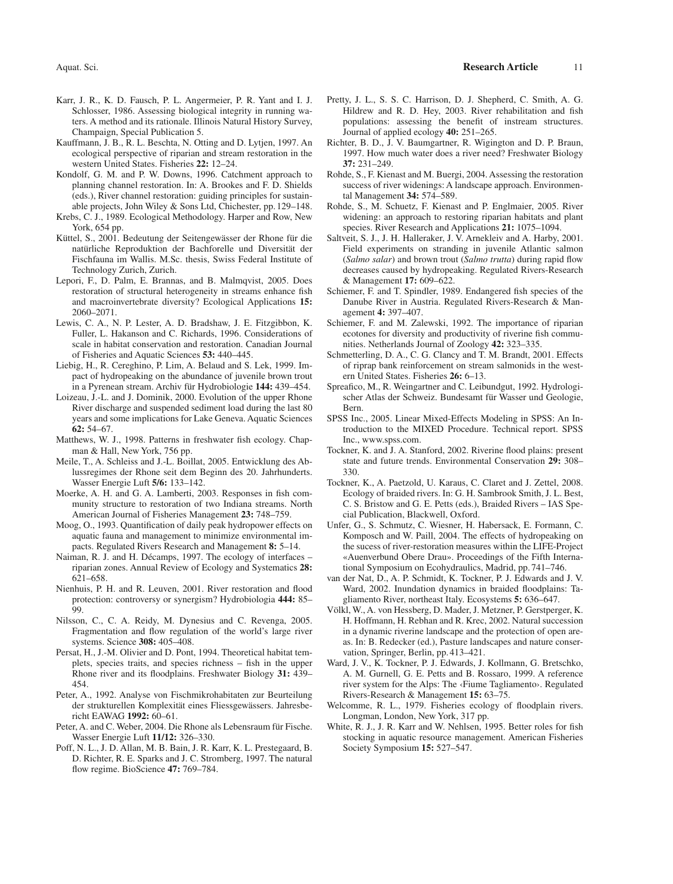Karr, J. R., K. D. Fausch, P. L. Angermeier, P. R. Yant and I. J. Schlosser, 1986. Assessing biological integrity in running waters. A method and its rationale. Illinois Natural History Survey, Champaign, Special Publication 5.

Kauffmann, J. B., R. L. Beschta, N. Otting and D. Lytjen, 1997. An ecological perspective of riparian and stream restoration in the western United States. Fisheries **22:** 12–24.

Kondolf, G. M. and P. W. Downs, 1996. Catchment approach to planning channel restoration. In: A. Brookes and F. D. Shields (eds.), River channel restoration: guiding principles for sustainable projects, John Wiley & Sons Ltd, Chichester, pp. 129–148.

Krebs, C. J., 1989. Ecological Methodology. Harper and Row, New York, 654 pp.

Küttel, S., 2001. Bedeutung der Seitengewässer der Rhone für die natürliche Reproduktion der Bachforelle und Diversität der Fischfauna im Wallis. M.Sc. thesis, Swiss Federal Institute of Technology Zurich, Zurich.

Lepori, F., D. Palm, E. Brannas, and B. Malmqvist, 2005. Does restoration of structural heterogeneity in streams enhance fish and macroinvertebrate diversity? Ecological Applications **15:** 2060–2071.

Lewis, C. A., N. P. Lester, A. D. Bradshaw, J. E. Fitzgibbon, K. Fuller, L. Hakanson and C. Richards, 1996. Considerations of scale in habitat conservation and restoration. Canadian Journal of Fisheries and Aquatic Sciences **53:** 440–445.

Liebig, H., R. Cereghino, P. Lim, A. Belaud and S. Lek, 1999. Impact of hydropeaking on the abundance of juvenile brown trout in a Pyrenean stream. Archiv für Hydrobiologie **144:** 439–454.

Loizeau, J.-L. and J. Dominik, 2000. Evolution of the upper Rhone River discharge and suspended sediment load during the last 80 years and some implications for Lake Geneva. Aquatic Sciences **62:** 54–67.

Matthews, W. J., 1998. Patterns in freshwater fish ecology. Chapman & Hall, New York, 756 pp.

Meile, T., A. Schleiss and J.-L. Boillat, 2005. Entwicklung des Abflussregimes der Rhone seit dem Beginn des 20. Jahrhunderts. Wasser Energie Luft **5/6:** 133–142.

Moerke, A. H. and G. A. Lamberti, 2003. Responses in fish community structure to restoration of two Indiana streams. North American Journal of Fisheries Management **23:** 748–759.

Moog, O., 1993. Quantification of daily peak hydropower effects on aquatic fauna and management to minimize environmental impacts. Regulated Rivers Research and Management **8:** 5–14.

Naiman, R. J. and H. Décamps, 1997. The ecology of interfaces – riparian zones. Annual Review of Ecology and Systematics **28:** 621–658.

Nienhuis, P. H. and R. Leuven, 2001. River restoration and flood protection: controversy or synergism? Hydrobiologia **444:** 85–99.

Nilsson, C., C. A. Reidy, M. Dynesius and C. Revenga, 2005. Fragmentation and flow regulation of the world's large river systems. Science **308:** 405–408.

Persat, H., J.-M. Olivier and D. Pont, 1994. Theoretical habitat templets, species traits, and species richness – fish in the upper Rhone river and its floodplains. Freshwater Biology **31:** 439–454.

Peter, A., 1992. Analyse von Fischmikrohabitaten zur Beurteilung der strukturellen Komplexität eines Fliessgewässers. Jahresbericht EAWAG **1992:** 60–61.

Peter, A. and C. Weber, 2004. Die Rhone als Lebensraum für Fische. Wasser Energie Luft **11/12:** 326–330.

Poff, N. L., J. D. Allan, M. B. Bain, J. R. Karr, K. L. Prestegaard, B. D. Richter, R. E. Sparks and J. C. Stromberg, 1997. The natural flow regime. BioScience **47:** 769–784.

Pretty, J. L., S. S. C. Harrison, D. J. Shepherd, C. Smith, A. G. Hildrew and R. D. Hey, 2003. River rehabilitation and fish populations: assessing the benefit of instream structures. Journal of applied ecology **40:** 251–265.

Richter, B. D., J. V. Baumgartner, R. Wigington and D. P. Braun, 1997. How much water does a river need? Freshwater Biology **37:** 231–249.

Rohde, S., F. Kienast and M. Buergi, 2004. Assessing the restoration success of river widenings: A landscape approach. Environmental Management **34:** 574–589.

Rohde, S., M. Schuetz, F. Kienast and P. Englmaier, 2005. River widening: an approach to restoring riparian habitats and plant species. River Research and Applications **21:** 1075–1094.

Saltveit, S. J., J. H. Halleraker, J. V. Arnekleiv and A. Harby, 2001. Field experiments on stranding in juvenile Atlantic salmon (*Salmo salar*) and brown trout (*Salmo trutta*) during rapid flow decreases caused by hydropeaking. Regulated Rivers-Research & Management **17:** 609–622.

Schiemer, F. and T. Spindler, 1989. Endangered fish species of the Danube River in Austria. Regulated Rivers-Research & Management **4:** 397–407.

Schiemer, F. and M. Zalewski, 1992. The importance of riparian ecotones for diversity and productivity of riverine fish communities. Netherlands Journal of Zoology **42:** 323–335.

Schmetterling, D. A., C. G. Clancy and T. M. Brandt, 2001. Effects of riprap bank reinforcement on stream salmonids in the western United States. Fisheries **26:** 6–13.

Spreafico, M., R. Weingartner and C. Leibundgut, 1992. Hydrologischer Atlas der Schweiz. Bundesamt für Wasser und Geologie, Bern.

SPSS Inc., 2005. Linear Mixed-Effects Modeling in SPSS: An Introduction to the MIXED Procedure. Technical report. SPSS Inc., www.spss.com.

Tockner, K. and J. A. Stanford, 2002. Riverine flood plains: present state and future trends. Environmental Conservation **29:** 308–330.

Tockner, K., A. Paetzold, U. Karaus, C. Claret and J. Zettel, 2008. Ecology of braided rivers. In: G. H. Sambrook Smith, J. L. Best, C. S. Bristow and G. E. Petts (eds.), Braided Rivers – IAS Special Publication, Blackwell, Oxford.

Unfer, G., S. Schmutz, C. Wiesner, H. Habersack, E. Formann, C. Komposch and W. Paill, 2004. The effects of hydropeaking on the sucess of river-restoration measures within the LIFE-Project «Auenverbund Obere Drau». Proceedings of the Fifth International Symposium on Ecohydraulics, Madrid, pp. 741–746.

van der Nat, D., A. P. Schmidt, K. Tockner, P. J. Edwards and J. V. Ward, 2002. Inundation dynamics in braided floodplains: Tagliamento River, northeast Italy. Ecosystems **5:** 636–647.

Völkl, W., A. von Hessberg, D. Mader, J. Metzner, P. Gerstperger, K. H. Hoffmann, H. Rebhan and R. Krec, 2002. Natural succession in a dynamic riverine landscape and the protection of open areas. In: B. Redecker (ed.), Pasture landscapes and nature conservation, Springer, Berlin, pp. 413–421.

Ward, J. V., K. Tockner, P. J. Edwards, J. Kollmann, G. Bretschko, A. M. Gurnell, G. E. Petts and B. Rossaro, 1999. A reference river system for the Alps: The ‹Fiume Tagliamento›. Regulated Rivers-Research & Management **15:** 63–75.

Welcomme, R. L., 1979. Fisheries ecology of floodplain rivers. Longman, London, New York, 317 pp.

White, R. J., J. R. Karr and W. Nehlsen, 1995. Better roles for fish stocking in aquatic resource management. American Fisheries Society Symposium **15:** 527–547.